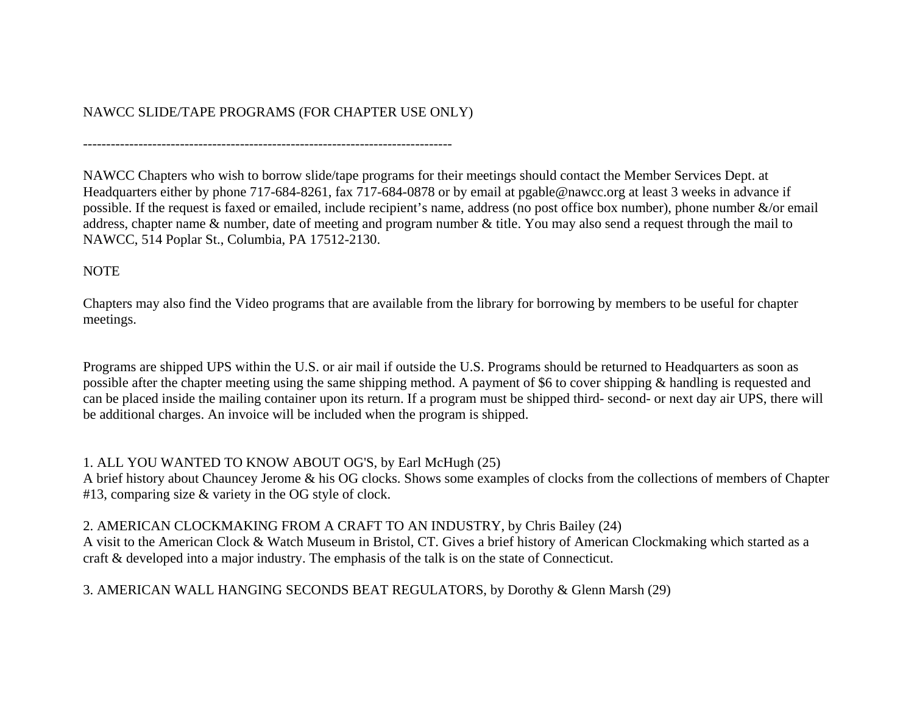# NAWCC SLIDE/TAPE PROGRAMS (FOR CHAPTER USE ONLY)

--------------------------------------------------------------------------------

NAWCC Chapters who wish to borrow slide/tape programs for their meetings should contact the Member Services Dept. at Headquarters either by phone 717-684-8261, fax 717-684-0878 or by email at pgable@nawcc.org at least 3 weeks in advance if possible. If the request is faxed or emailed, include recipient's name, address (no post office box number), phone number &/or email address, chapter name & number, date of meeting and program number & title. You may also send a request through the mail to NAWCC, 514 Poplar St., Columbia, PA 17512-2130.

NOTE

Chapters may also find the Video programs that are available from the library for borrowing by members to be useful for chapter meetings.

Programs are shipped UPS within the U.S. or air mail if outside the U.S. Programs should be returned to Headquarters as soon as possible after the chapter meeting using the same shipping method. A payment of $6 to cover shipping & handling is requested and can be placed inside the mailing container upon its return. If a program must be shipped third- second- or next day air UPS, there will be additional charges. An invoice will be included when the program is shipped.

1. ALL YOU WANTED TO KNOW ABOUT OG'S, by Earl McHugh (25)
A brief history about Chauncey Jerome & his OG clocks. Shows some examples of clocks from the collections of members of Chapter #13, comparing size & variety in the OG style of clock.

2. AMERICAN CLOCKMAKING FROM A CRAFT TO AN INDUSTRY, by Chris Bailey (24)
A visit to the American Clock & Watch Museum in Bristol, CT. Gives a brief history of American Clockmaking which started as a craft & developed into a major industry. The emphasis of the talk is on the state of Connecticut.

3. AMERICAN WALL HANGING SECONDS BEAT REGULATORS, by Dorothy & Glenn Marsh (29)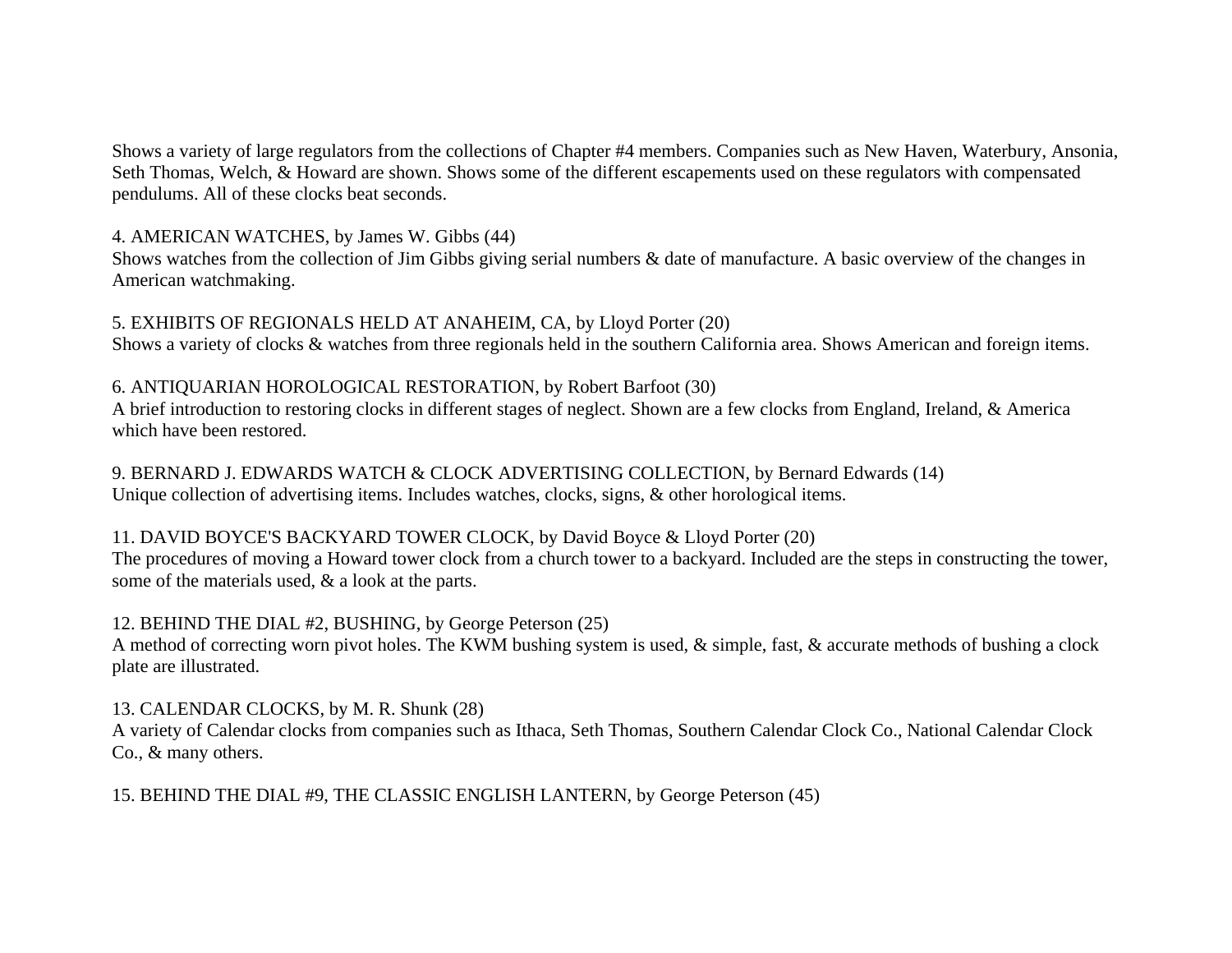Shows a variety of large regulators from the collections of Chapter #4 members. Companies such as New Haven, Waterbury, Ansonia, Seth Thomas, Welch, & Howard are shown. Shows some of the different escapements used on these regulators with compensated pendulums. All of these clocks beat seconds.

4. AMERICAN WATCHES, by James W. Gibbs (44)
Shows watches from the collection of Jim Gibbs giving serial numbers & date of manufacture. A basic overview of the changes in American watchmaking.

5. EXHIBITS OF REGIONALS HELD AT ANAHEIM, CA, by Lloyd Porter (20)
Shows a variety of clocks & watches from three regionals held in the southern California area. Shows American and foreign items.

6. ANTIQUARIAN HOROLOGICAL RESTORATION, by Robert Barfoot (30)
A brief introduction to restoring clocks in different stages of neglect. Shown are a few clocks from England, Ireland, & America which have been restored.

9. BERNARD J. EDWARDS WATCH & CLOCK ADVERTISING COLLECTION, by Bernard Edwards (14)
Unique collection of advertising items. Includes watches, clocks, signs, & other horological items.

11. DAVID BOYCE'S BACKYARD TOWER CLOCK, by David Boyce & Lloyd Porter (20)
The procedures of moving a Howard tower clock from a church tower to a backyard. Included are the steps in constructing the tower, some of the materials used, & a look at the parts.

12. BEHIND THE DIAL #2, BUSHING, by George Peterson (25)
A method of correcting worn pivot holes. The KWM bushing system is used, & simple, fast, & accurate methods of bushing a clock plate are illustrated.

13. CALENDAR CLOCKS, by M. R. Shunk (28)
A variety of Calendar clocks from companies such as Ithaca, Seth Thomas, Southern Calendar Clock Co., National Calendar Clock Co., & many others.

15. BEHIND THE DIAL #9, THE CLASSIC ENGLISH LANTERN, by George Peterson (45)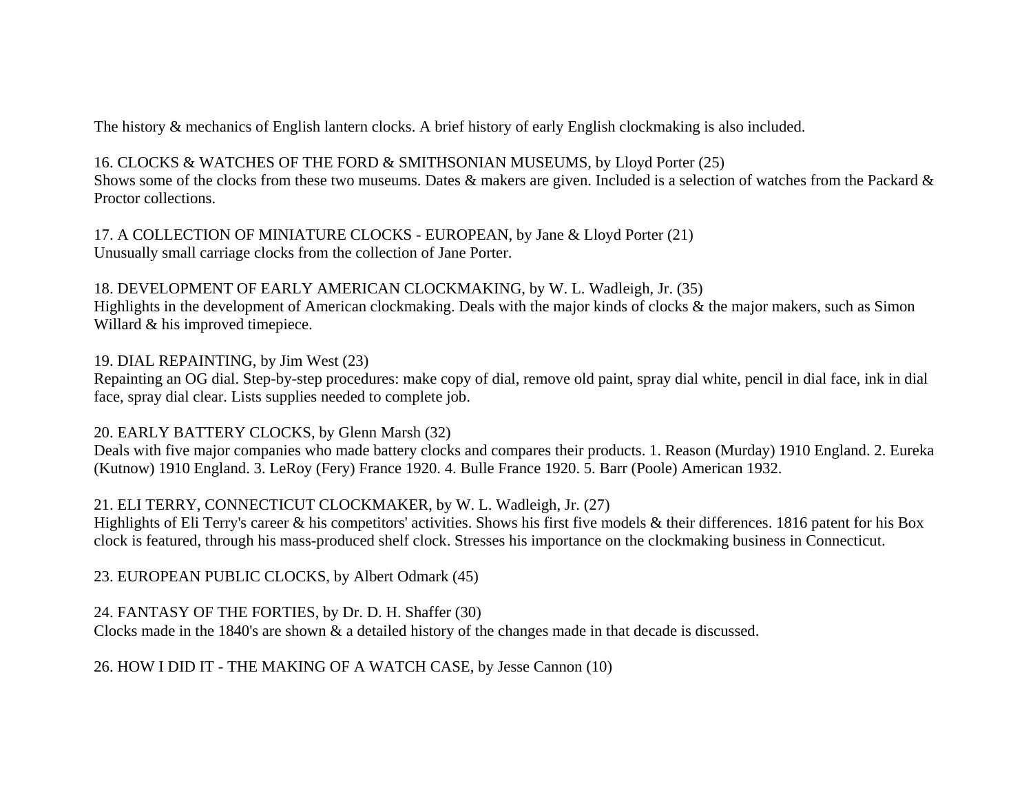The history & mechanics of English lantern clocks. A brief history of early English clockmaking is also included.

16. CLOCKS & WATCHES OF THE FORD & SMITHSONIAN MUSEUMS, by Lloyd Porter (25)
Shows some of the clocks from these two museums. Dates & makers are given. Included is a selection of watches from the Packard & Proctor collections.

17. A COLLECTION OF MINIATURE CLOCKS - EUROPEAN, by Jane & Lloyd Porter (21)
Unusually small carriage clocks from the collection of Jane Porter.

18. DEVELOPMENT OF EARLY AMERICAN CLOCKMAKING, by W. L. Wadleigh, Jr. (35)
Highlights in the development of American clockmaking. Deals with the major kinds of clocks & the major makers, such as Simon Willard & his improved timepiece.

19. DIAL REPAINTING, by Jim West (23)
Repainting an OG dial. Step-by-step procedures: make copy of dial, remove old paint, spray dial white, pencil in dial face, ink in dial face, spray dial clear. Lists supplies needed to complete job.

20. EARLY BATTERY CLOCKS, by Glenn Marsh (32)
Deals with five major companies who made battery clocks and compares their products. 1. Reason (Murday) 1910 England. 2. Eureka (Kutnow) 1910 England. 3. LeRoy (Fery) France 1920. 4. Bulle France 1920. 5. Barr (Poole) American 1932.

21. ELI TERRY, CONNECTICUT CLOCKMAKER, by W. L. Wadleigh, Jr. (27)
Highlights of Eli Terry's career & his competitors' activities. Shows his first five models & their differences. 1816 patent for his Box clock is featured, through his mass-produced shelf clock. Stresses his importance on the clockmaking business in Connecticut.

23. EUROPEAN PUBLIC CLOCKS, by Albert Odmark (45)

24. FANTASY OF THE FORTIES, by Dr. D. H. Shaffer (30)
Clocks made in the 1840's are shown & a detailed history of the changes made in that decade is discussed.

26. HOW I DID IT - THE MAKING OF A WATCH CASE, by Jesse Cannon (10)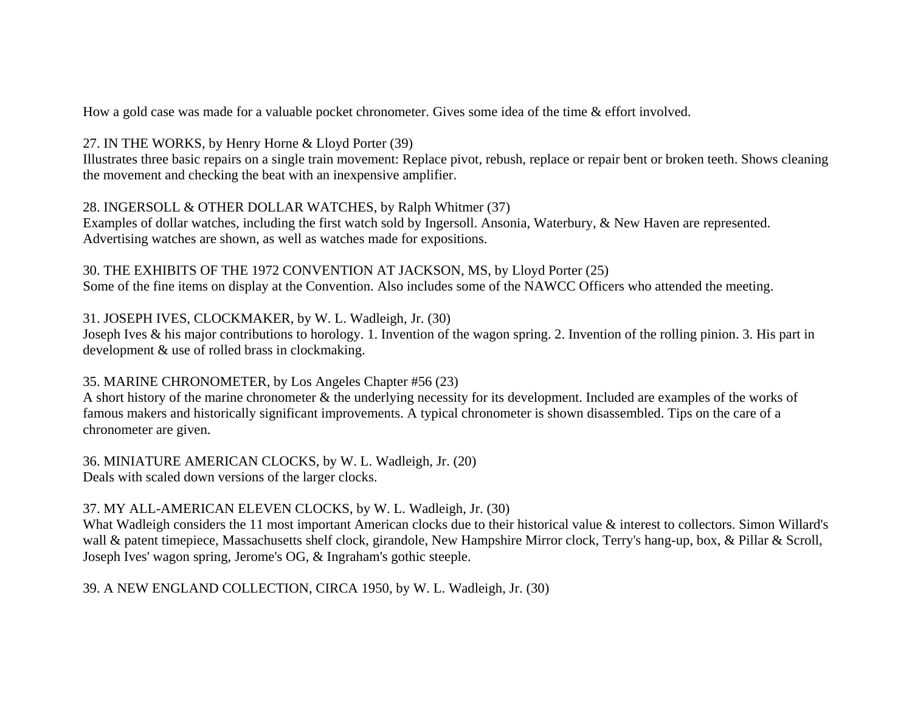How a gold case was made for a valuable pocket chronometer. Gives some idea of the time & effort involved.

27. IN THE WORKS, by Henry Horne & Lloyd Porter (39)
Illustrates three basic repairs on a single train movement: Replace pivot, rebush, replace or repair bent or broken teeth. Shows cleaning the movement and checking the beat with an inexpensive amplifier.

28. INGERSOLL & OTHER DOLLAR WATCHES, by Ralph Whitmer (37)
Examples of dollar watches, including the first watch sold by Ingersoll. Ansonia, Waterbury, & New Haven are represented. Advertising watches are shown, as well as watches made for expositions.

30. THE EXHIBITS OF THE 1972 CONVENTION AT JACKSON, MS, by Lloyd Porter (25)
Some of the fine items on display at the Convention. Also includes some of the NAWCC Officers who attended the meeting.

31. JOSEPH IVES, CLOCKMAKER, by W. L. Wadleigh, Jr. (30)
Joseph Ives & his major contributions to horology. 1. Invention of the wagon spring. 2. Invention of the rolling pinion. 3. His part in development & use of rolled brass in clockmaking.

35. MARINE CHRONOMETER, by Los Angeles Chapter #56 (23)
A short history of the marine chronometer & the underlying necessity for its development. Included are examples of the works of famous makers and historically significant improvements. A typical chronometer is shown disassembled. Tips on the care of a chronometer are given.

36. MINIATURE AMERICAN CLOCKS, by W. L. Wadleigh, Jr. (20)
Deals with scaled down versions of the larger clocks.

37. MY ALL-AMERICAN ELEVEN CLOCKS, by W. L. Wadleigh, Jr. (30)
What Wadleigh considers the 11 most important American clocks due to their historical value & interest to collectors. Simon Willard's wall & patent timepiece, Massachusetts shelf clock, girandole, New Hampshire Mirror clock, Terry's hang-up, box, & Pillar & Scroll, Joseph Ives' wagon spring, Jerome's OG, & Ingraham's gothic steeple.

39. A NEW ENGLAND COLLECTION, CIRCA 1950, by W. L. Wadleigh, Jr. (30)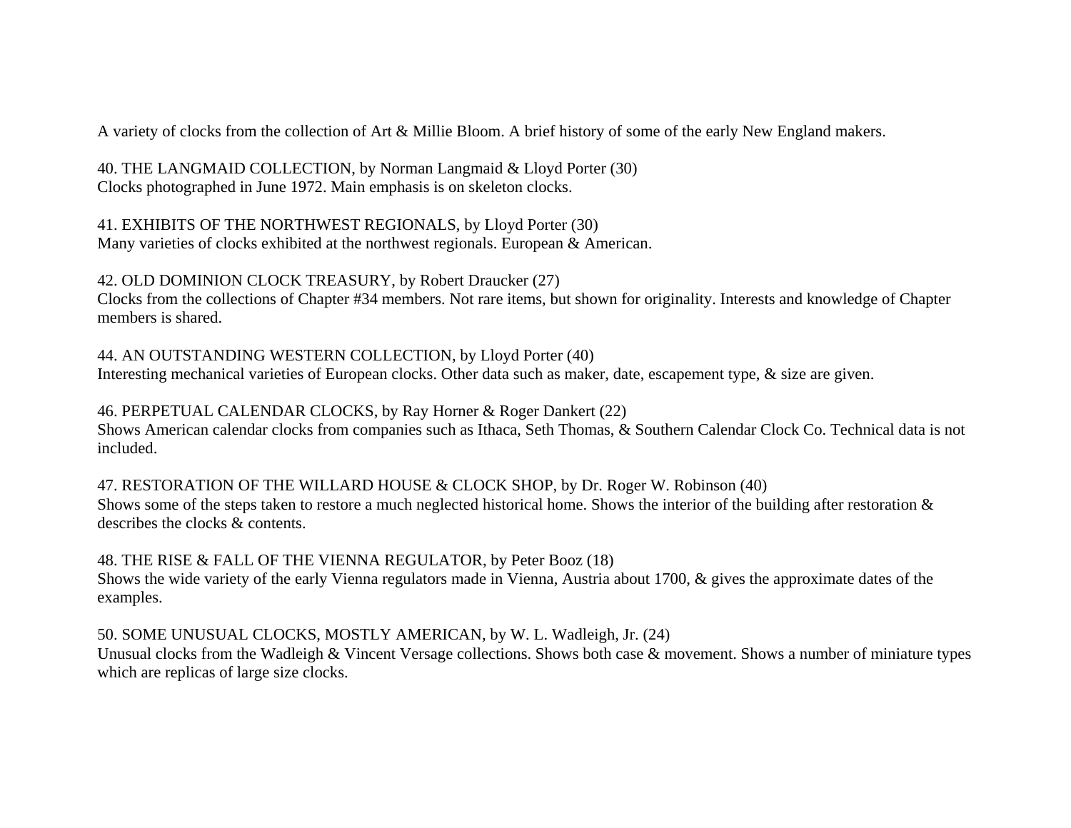A variety of clocks from the collection of Art & Millie Bloom. A brief history of some of the early New England makers.

40. THE LANGMAID COLLECTION, by Norman Langmaid & Lloyd Porter (30)
Clocks photographed in June 1972. Main emphasis is on skeleton clocks.

41. EXHIBITS OF THE NORTHWEST REGIONALS, by Lloyd Porter (30)
Many varieties of clocks exhibited at the northwest regionals. European & American.

42. OLD DOMINION CLOCK TREASURY, by Robert Draucker (27)
Clocks from the collections of Chapter #34 members. Not rare items, but shown for originality. Interests and knowledge of Chapter members is shared.

44. AN OUTSTANDING WESTERN COLLECTION, by Lloyd Porter (40)
Interesting mechanical varieties of European clocks. Other data such as maker, date, escapement type, & size are given.

46. PERPETUAL CALENDAR CLOCKS, by Ray Horner & Roger Dankert (22)
Shows American calendar clocks from companies such as Ithaca, Seth Thomas, & Southern Calendar Clock Co. Technical data is not included.

47. RESTORATION OF THE WILLARD HOUSE & CLOCK SHOP, by Dr. Roger W. Robinson (40)
Shows some of the steps taken to restore a much neglected historical home. Shows the interior of the building after restoration & describes the clocks & contents.

48. THE RISE & FALL OF THE VIENNA REGULATOR, by Peter Booz (18)
Shows the wide variety of the early Vienna regulators made in Vienna, Austria about 1700, & gives the approximate dates of the examples.

50. SOME UNUSUAL CLOCKS, MOSTLY AMERICAN, by W. L. Wadleigh, Jr. (24)
Unusual clocks from the Wadleigh & Vincent Versage collections. Shows both case & movement. Shows a number of miniature types which are replicas of large size clocks.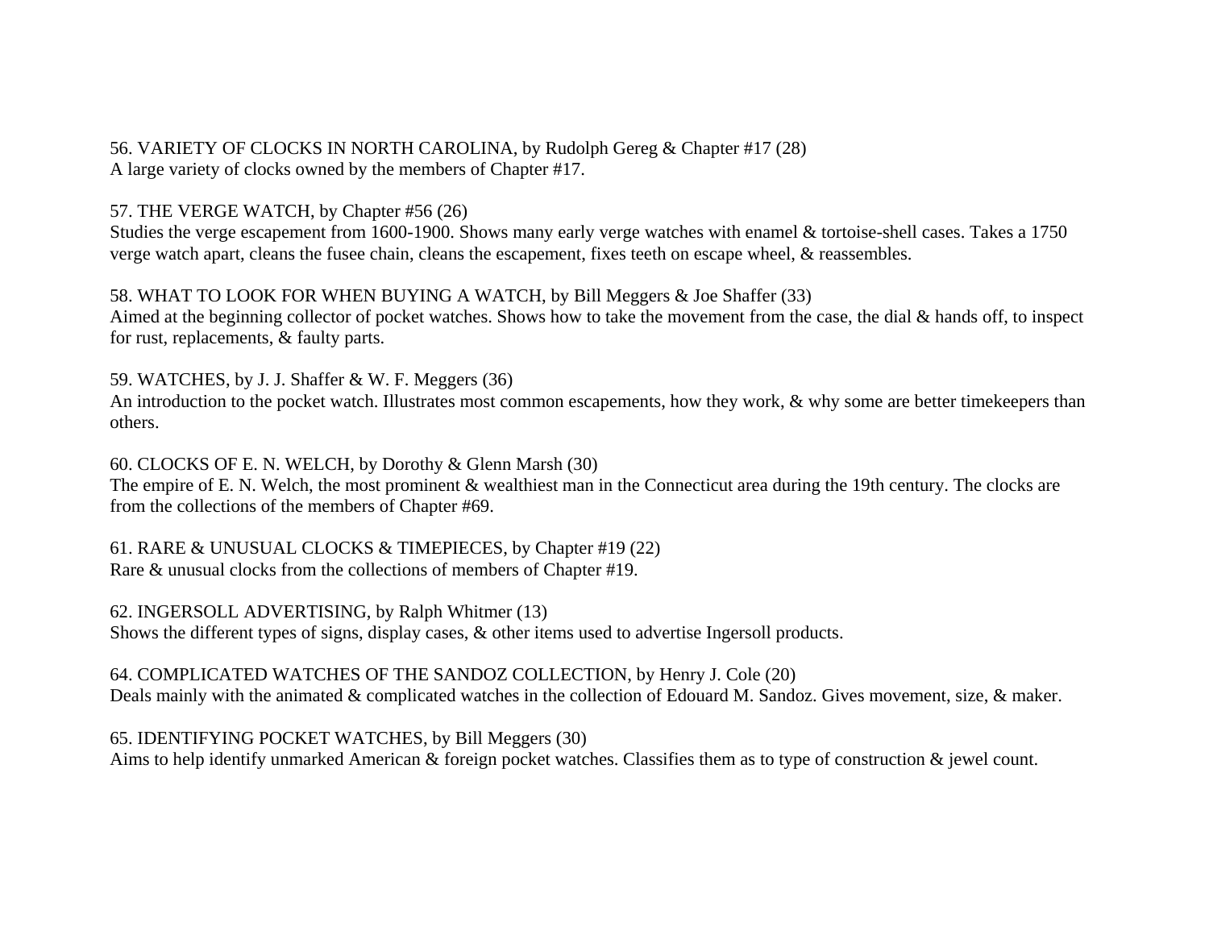56. VARIETY OF CLOCKS IN NORTH CAROLINA, by Rudolph Gereg & Chapter #17 (28)
A large variety of clocks owned by the members of Chapter #17.

57. THE VERGE WATCH, by Chapter #56 (26)
Studies the verge escapement from 1600-1900. Shows many early verge watches with enamel & tortoise-shell cases. Takes a 1750 verge watch apart, cleans the fusee chain, cleans the escapement, fixes teeth on escape wheel, & reassembles.

58. WHAT TO LOOK FOR WHEN BUYING A WATCH, by Bill Meggers & Joe Shaffer (33)
Aimed at the beginning collector of pocket watches. Shows how to take the movement from the case, the dial & hands off, to inspect for rust, replacements, & faulty parts.

59. WATCHES, by J. J. Shaffer & W. F. Meggers (36)
An introduction to the pocket watch. Illustrates most common escapements, how they work, & why some are better timekeepers than others.

60. CLOCKS OF E. N. WELCH, by Dorothy & Glenn Marsh (30)
The empire of E. N. Welch, the most prominent & wealthiest man in the Connecticut area during the 19th century. The clocks are from the collections of the members of Chapter #69.

61. RARE & UNUSUAL CLOCKS & TIMEPIECES, by Chapter #19 (22)
Rare & unusual clocks from the collections of members of Chapter #19.

62. INGERSOLL ADVERTISING, by Ralph Whitmer (13)
Shows the different types of signs, display cases, & other items used to advertise Ingersoll products.

64. COMPLICATED WATCHES OF THE SANDOZ COLLECTION, by Henry J. Cole (20)
Deals mainly with the animated & complicated watches in the collection of Edouard M. Sandoz. Gives movement, size, & maker.

65. IDENTIFYING POCKET WATCHES, by Bill Meggers (30)
Aims to help identify unmarked American & foreign pocket watches. Classifies them as to type of construction & jewel count.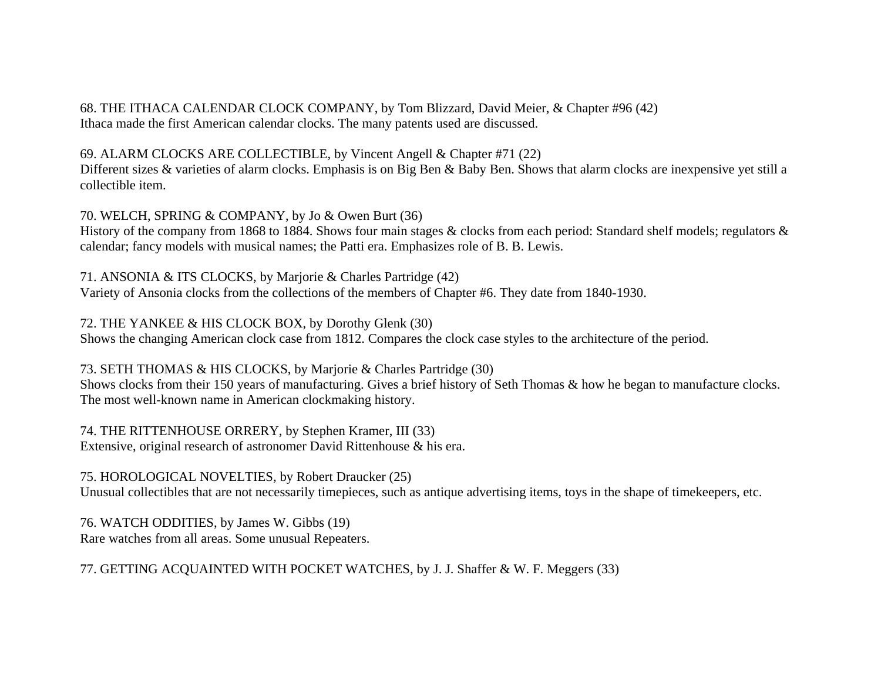68. THE ITHACA CALENDAR CLOCK COMPANY, by Tom Blizzard, David Meier, & Chapter #96 (42)
Ithaca made the first American calendar clocks. The many patents used are discussed.

69. ALARM CLOCKS ARE COLLECTIBLE, by Vincent Angell & Chapter #71 (22)
Different sizes & varieties of alarm clocks. Emphasis is on Big Ben & Baby Ben. Shows that alarm clocks are inexpensive yet still a collectible item.

70. WELCH, SPRING & COMPANY, by Jo & Owen Burt (36)
History of the company from 1868 to 1884. Shows four main stages & clocks from each period: Standard shelf models; regulators & calendar; fancy models with musical names; the Patti era. Emphasizes role of B. B. Lewis.

71. ANSONIA & ITS CLOCKS, by Marjorie & Charles Partridge (42)
Variety of Ansonia clocks from the collections of the members of Chapter #6. They date from 1840-1930.

72. THE YANKEE & HIS CLOCK BOX, by Dorothy Glenk (30)
Shows the changing American clock case from 1812. Compares the clock case styles to the architecture of the period.

73. SETH THOMAS & HIS CLOCKS, by Marjorie & Charles Partridge (30)
Shows clocks from their 150 years of manufacturing. Gives a brief history of Seth Thomas & how he began to manufacture clocks. The most well-known name in American clockmaking history.

74. THE RITTENHOUSE ORRERY, by Stephen Kramer, III (33)
Extensive, original research of astronomer David Rittenhouse & his era.

75. HOROLOGICAL NOVELTIES, by Robert Draucker (25)
Unusual collectibles that are not necessarily timepieces, such as antique advertising items, toys in the shape of timekeepers, etc.

76. WATCH ODDITIES, by James W. Gibbs (19)
Rare watches from all areas. Some unusual Repeaters.

77. GETTING ACQUAINTED WITH POCKET WATCHES, by J. J. Shaffer & W. F. Meggers (33)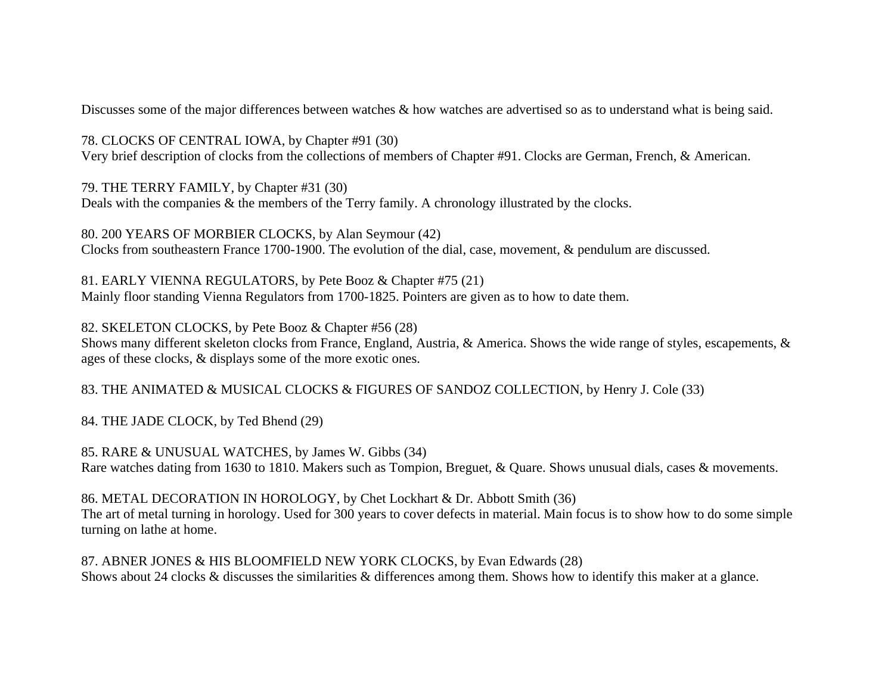Discusses some of the major differences between watches & how watches are advertised so as to understand what is being said.

78. CLOCKS OF CENTRAL IOWA, by Chapter #91 (30)
Very brief description of clocks from the collections of members of Chapter #91. Clocks are German, French, & American.

79. THE TERRY FAMILY, by Chapter #31 (30)
Deals with the companies & the members of the Terry family. A chronology illustrated by the clocks.

80. 200 YEARS OF MORBIER CLOCKS, by Alan Seymour (42)
Clocks from southeastern France 1700-1900. The evolution of the dial, case, movement, & pendulum are discussed.

81. EARLY VIENNA REGULATORS, by Pete Booz & Chapter #75 (21)
Mainly floor standing Vienna Regulators from 1700-1825. Pointers are given as to how to date them.

82. SKELETON CLOCKS, by Pete Booz & Chapter #56 (28)
Shows many different skeleton clocks from France, England, Austria, & America. Shows the wide range of styles, escapements, & ages of these clocks, & displays some of the more exotic ones.

83. THE ANIMATED & MUSICAL CLOCKS & FIGURES OF SANDOZ COLLECTION, by Henry J. Cole (33)

84. THE JADE CLOCK, by Ted Bhend (29)

85. RARE & UNUSUAL WATCHES, by James W. Gibbs (34)
Rare watches dating from 1630 to 1810. Makers such as Tompion, Breguet, & Quare. Shows unusual dials, cases & movements.

86. METAL DECORATION IN HOROLOGY, by Chet Lockhart & Dr. Abbott Smith (36)
The art of metal turning in horology. Used for 300 years to cover defects in material. Main focus is to show how to do some simple turning on lathe at home.

87. ABNER JONES & HIS BLOOMFIELD NEW YORK CLOCKS, by Evan Edwards (28)
Shows about 24 clocks & discusses the similarities & differences among them. Shows how to identify this maker at a glance.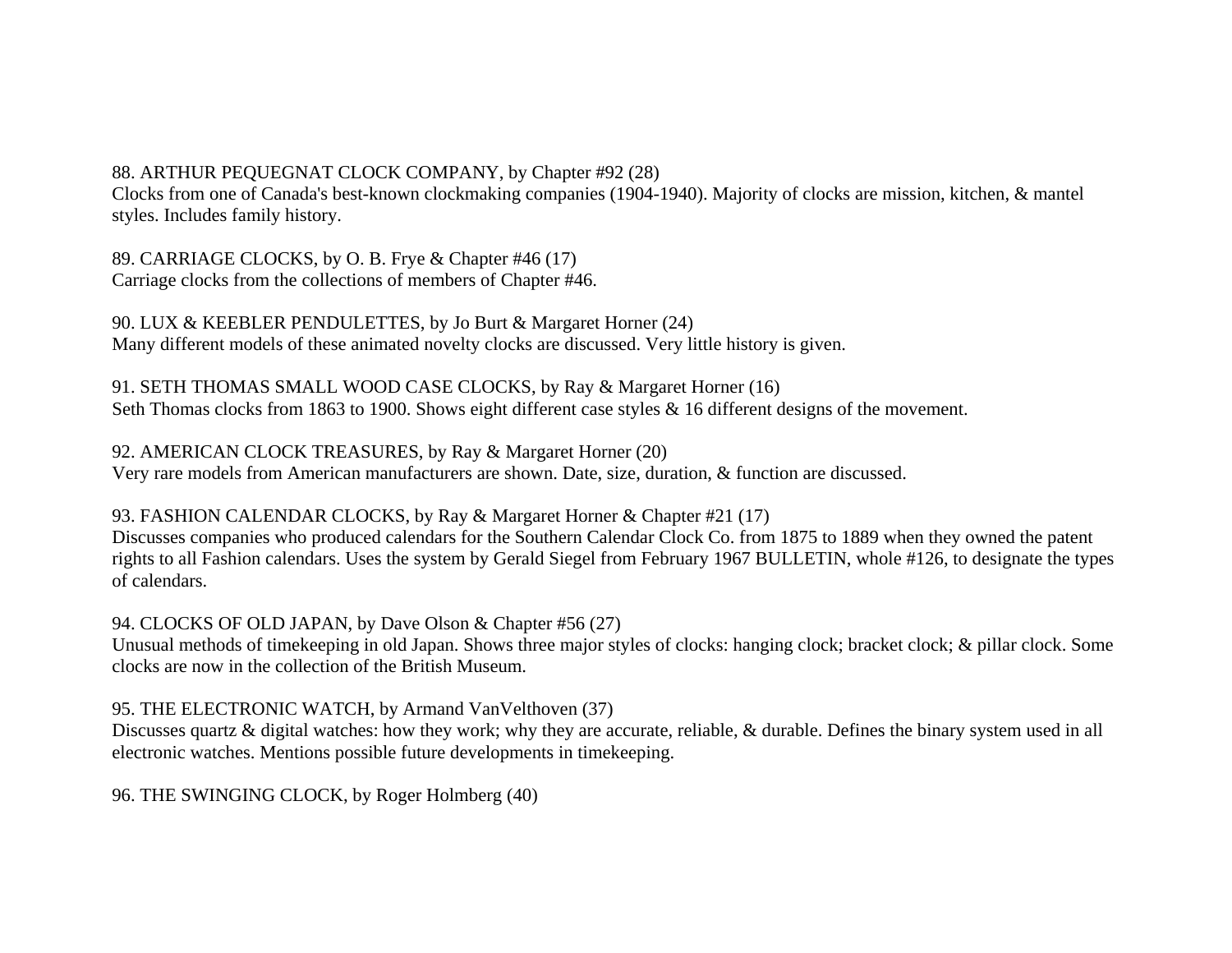88. ARTHUR PEQUEGNAT CLOCK COMPANY, by Chapter #92 (28)
Clocks from one of Canada's best-known clockmaking companies (1904-1940). Majority of clocks are mission, kitchen, & mantel styles. Includes family history.

89. CARRIAGE CLOCKS, by O. B. Frye & Chapter #46 (17)
Carriage clocks from the collections of members of Chapter #46.

90. LUX & KEEBLER PENDULETTES, by Jo Burt & Margaret Horner (24)
Many different models of these animated novelty clocks are discussed. Very little history is given.

91. SETH THOMAS SMALL WOOD CASE CLOCKS, by Ray & Margaret Horner (16)
Seth Thomas clocks from 1863 to 1900. Shows eight different case styles & 16 different designs of the movement.

92. AMERICAN CLOCK TREASURES, by Ray & Margaret Horner (20)
Very rare models from American manufacturers are shown. Date, size, duration, & function are discussed.

93. FASHION CALENDAR CLOCKS, by Ray & Margaret Horner & Chapter #21 (17)
Discusses companies who produced calendars for the Southern Calendar Clock Co. from 1875 to 1889 when they owned the patent rights to all Fashion calendars. Uses the system by Gerald Siegel from February 1967 BULLETIN, whole #126, to designate the types of calendars.

94. CLOCKS OF OLD JAPAN, by Dave Olson & Chapter #56 (27)
Unusual methods of timekeeping in old Japan. Shows three major styles of clocks: hanging clock; bracket clock; & pillar clock. Some clocks are now in the collection of the British Museum.

95. THE ELECTRONIC WATCH, by Armand VanVelthoven (37)
Discusses quartz & digital watches: how they work; why they are accurate, reliable, & durable. Defines the binary system used in all electronic watches. Mentions possible future developments in timekeeping.

96. THE SWINGING CLOCK, by Roger Holmberg (40)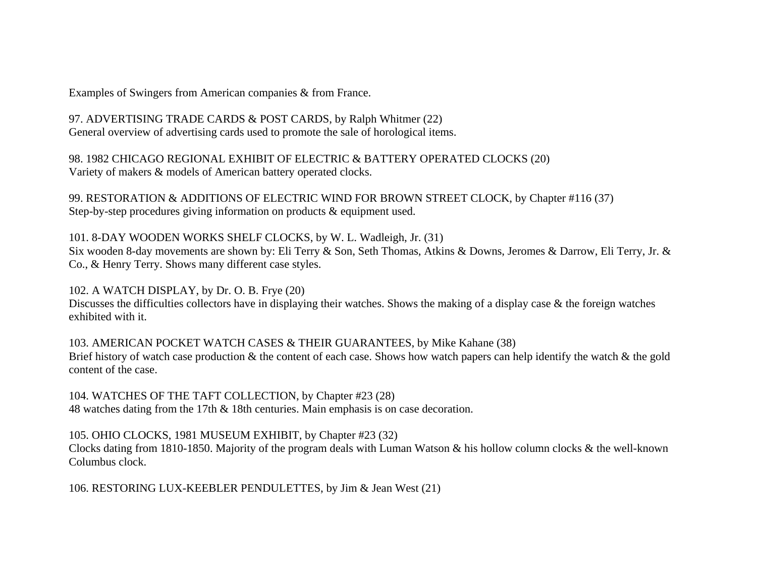Examples of Swingers from American companies & from France.

97. ADVERTISING TRADE CARDS & POST CARDS, by Ralph Whitmer (22)
General overview of advertising cards used to promote the sale of horological items.

98. 1982 CHICAGO REGIONAL EXHIBIT OF ELECTRIC & BATTERY OPERATED CLOCKS (20)
Variety of makers & models of American battery operated clocks.

99. RESTORATION & ADDITIONS OF ELECTRIC WIND FOR BROWN STREET CLOCK, by Chapter #116 (37)
Step-by-step procedures giving information on products & equipment used.

101. 8-DAY WOODEN WORKS SHELF CLOCKS, by W. L. Wadleigh, Jr. (31)
Six wooden 8-day movements are shown by: Eli Terry & Son, Seth Thomas, Atkins & Downs, Jeromes & Darrow, Eli Terry, Jr. & Co., & Henry Terry. Shows many different case styles.

102. A WATCH DISPLAY, by Dr. O. B. Frye (20)
Discusses the difficulties collectors have in displaying their watches. Shows the making of a display case & the foreign watches exhibited with it.

103. AMERICAN POCKET WATCH CASES & THEIR GUARANTEES, by Mike Kahane (38)
Brief history of watch case production & the content of each case. Shows how watch papers can help identify the watch & the gold content of the case.

104. WATCHES OF THE TAFT COLLECTION, by Chapter #23 (28)
48 watches dating from the 17th & 18th centuries. Main emphasis is on case decoration.

105. OHIO CLOCKS, 1981 MUSEUM EXHIBIT, by Chapter #23 (32)
Clocks dating from 1810-1850. Majority of the program deals with Luman Watson & his hollow column clocks & the well-known Columbus clock.

106. RESTORING LUX-KEEBLER PENDULETTES, by Jim & Jean West (21)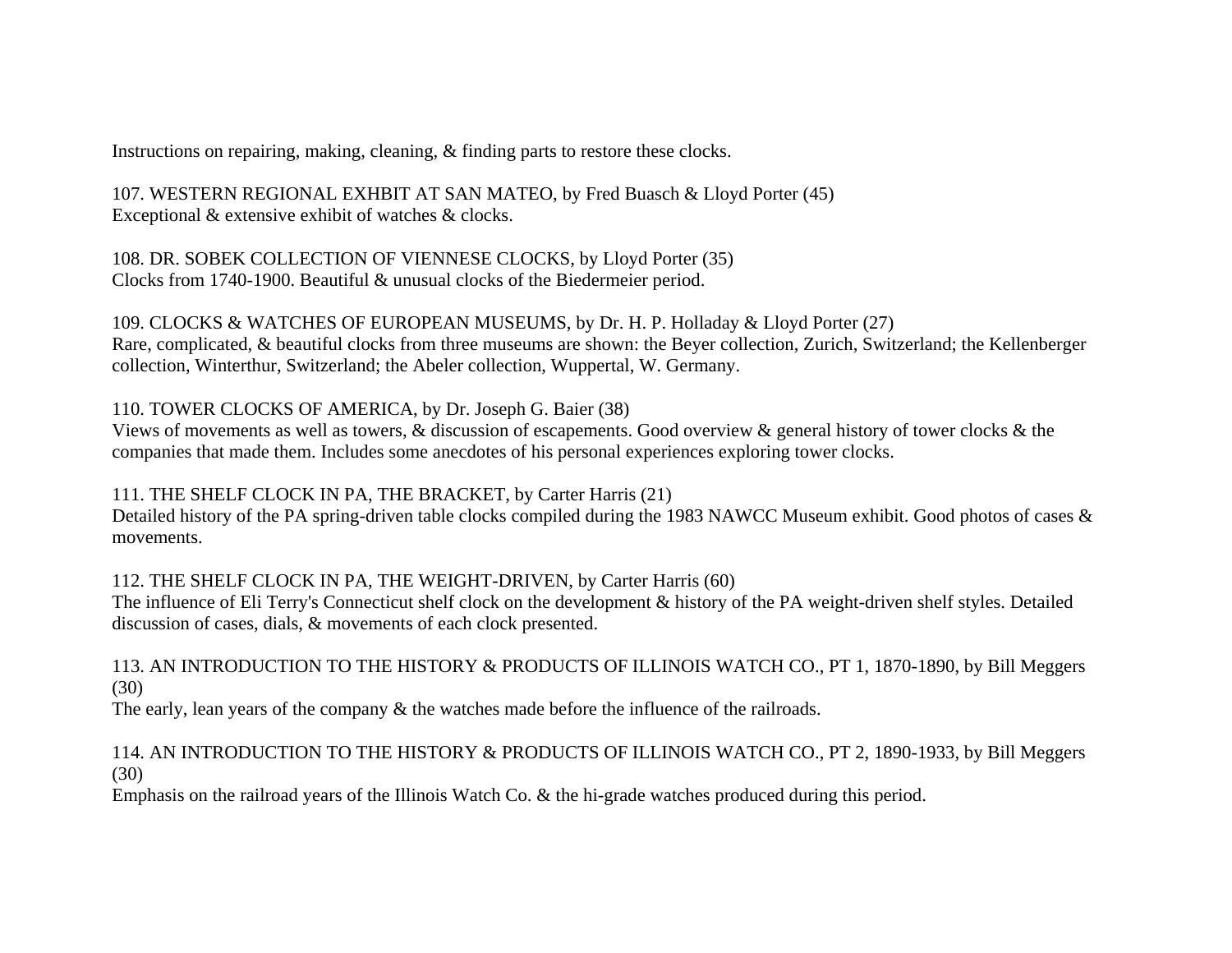Instructions on repairing, making, cleaning, & finding parts to restore these clocks.

107. WESTERN REGIONAL EXHBIT AT SAN MATEO, by Fred Buasch & Lloyd Porter (45)
Exceptional & extensive exhibit of watches & clocks.

108. DR. SOBEK COLLECTION OF VIENNESE CLOCKS, by Lloyd Porter (35)
Clocks from 1740-1900. Beautiful & unusual clocks of the Biedermeier period.

109. CLOCKS & WATCHES OF EUROPEAN MUSEUMS, by Dr. H. P. Holladay & Lloyd Porter (27)
Rare, complicated, & beautiful clocks from three museums are shown: the Beyer collection, Zurich, Switzerland; the Kellenberger collection, Winterthur, Switzerland; the Abeler collection, Wuppertal, W. Germany.

110. TOWER CLOCKS OF AMERICA, by Dr. Joseph G. Baier (38)
Views of movements as well as towers, & discussion of escapements. Good overview & general history of tower clocks & the companies that made them. Includes some anecdotes of his personal experiences exploring tower clocks.

111. THE SHELF CLOCK IN PA, THE BRACKET, by Carter Harris (21)
Detailed history of the PA spring-driven table clocks compiled during the 1983 NAWCC Museum exhibit. Good photos of cases & movements.

112. THE SHELF CLOCK IN PA, THE WEIGHT-DRIVEN, by Carter Harris (60)
The influence of Eli Terry's Connecticut shelf clock on the development & history of the PA weight-driven shelf styles. Detailed discussion of cases, dials, & movements of each clock presented.

113. AN INTRODUCTION TO THE HISTORY & PRODUCTS OF ILLINOIS WATCH CO., PT 1, 1870-1890, by Bill Meggers (30)
The early, lean years of the company & the watches made before the influence of the railroads.

114. AN INTRODUCTION TO THE HISTORY & PRODUCTS OF ILLINOIS WATCH CO., PT 2, 1890-1933, by Bill Meggers (30)
Emphasis on the railroad years of the Illinois Watch Co. & the hi-grade watches produced during this period.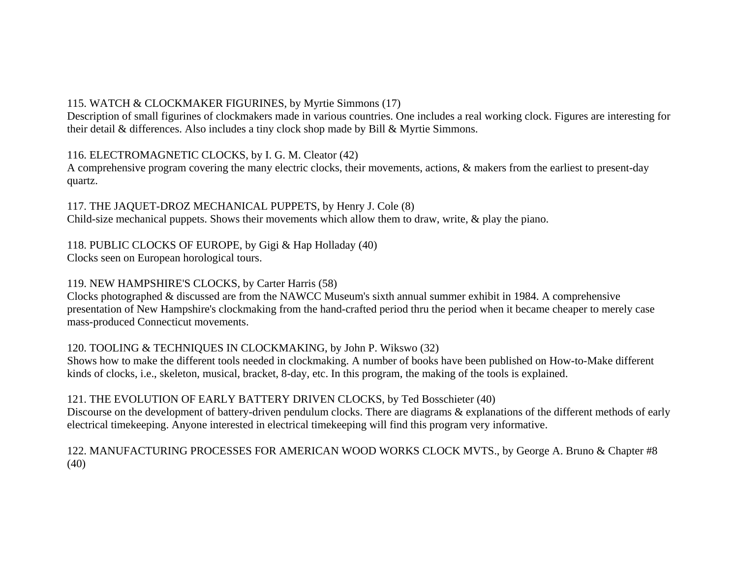115. WATCH & CLOCKMAKER FIGURINES, by Myrtie Simmons (17)
Description of small figurines of clockmakers made in various countries. One includes a real working clock. Figures are interesting for their detail & differences. Also includes a tiny clock shop made by Bill & Myrtie Simmons.

116. ELECTROMAGNETIC CLOCKS, by I. G. M. Cleator (42)
A comprehensive program covering the many electric clocks, their movements, actions, & makers from the earliest to present-day quartz.

117. THE JAQUET-DROZ MECHANICAL PUPPETS, by Henry J. Cole (8)
Child-size mechanical puppets. Shows their movements which allow them to draw, write, & play the piano.

118. PUBLIC CLOCKS OF EUROPE, by Gigi & Hap Holladay (40)
Clocks seen on European horological tours.

119. NEW HAMPSHIRE'S CLOCKS, by Carter Harris (58)
Clocks photographed & discussed are from the NAWCC Museum's sixth annual summer exhibit in 1984. A comprehensive presentation of New Hampshire's clockmaking from the hand-crafted period thru the period when it became cheaper to merely case mass-produced Connecticut movements.

120. TOOLING & TECHNIQUES IN CLOCKMAKING, by John P. Wikswo (32)
Shows how to make the different tools needed in clockmaking. A number of books have been published on How-to-Make different kinds of clocks, i.e., skeleton, musical, bracket, 8-day, etc. In this program, the making of the tools is explained.

121. THE EVOLUTION OF EARLY BATTERY DRIVEN CLOCKS, by Ted Bosschieter (40)
Discourse on the development of battery-driven pendulum clocks. There are diagrams & explanations of the different methods of early electrical timekeeping. Anyone interested in electrical timekeeping will find this program very informative.

122. MANUFACTURING PROCESSES FOR AMERICAN WOOD WORKS CLOCK MVTS., by George A. Bruno & Chapter #8 (40)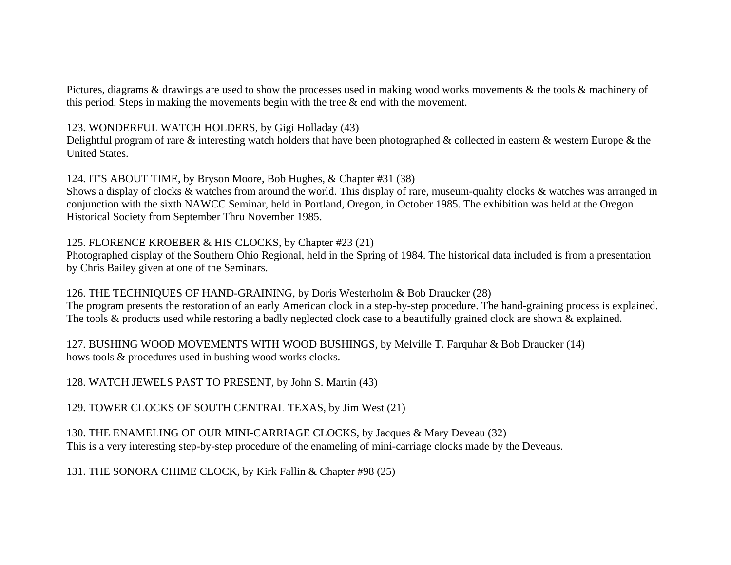Pictures, diagrams & drawings are used to show the processes used in making wood works movements & the tools & machinery of this period. Steps in making the movements begin with the tree & end with the movement.

123. WONDERFUL WATCH HOLDERS, by Gigi Holladay (43)
Delightful program of rare & interesting watch holders that have been photographed & collected in eastern & western Europe & the United States.

124. IT'S ABOUT TIME, by Bryson Moore, Bob Hughes, & Chapter #31 (38)
Shows a display of clocks & watches from around the world. This display of rare, museum-quality clocks & watches was arranged in conjunction with the sixth NAWCC Seminar, held in Portland, Oregon, in October 1985. The exhibition was held at the Oregon Historical Society from September Thru November 1985.

125. FLORENCE KROEBER & HIS CLOCKS, by Chapter #23 (21)
Photographed display of the Southern Ohio Regional, held in the Spring of 1984. The historical data included is from a presentation by Chris Bailey given at one of the Seminars.

126. THE TECHNIQUES OF HAND-GRAINING, by Doris Westerholm & Bob Draucker (28)
The program presents the restoration of an early American clock in a step-by-step procedure. The hand-graining process is explained. The tools & products used while restoring a badly neglected clock case to a beautifully grained clock are shown & explained.

127. BUSHING WOOD MOVEMENTS WITH WOOD BUSHINGS, by Melville T. Farquhar & Bob Draucker (14)
hows tools & procedures used in bushing wood works clocks.

128. WATCH JEWELS PAST TO PRESENT, by John S. Martin (43)

129. TOWER CLOCKS OF SOUTH CENTRAL TEXAS, by Jim West (21)

130. THE ENAMELING OF OUR MINI-CARRIAGE CLOCKS, by Jacques & Mary Deveau (32)
This is a very interesting step-by-step procedure of the enameling of mini-carriage clocks made by the Deveaus.

131. THE SONORA CHIME CLOCK, by Kirk Fallin & Chapter #98 (25)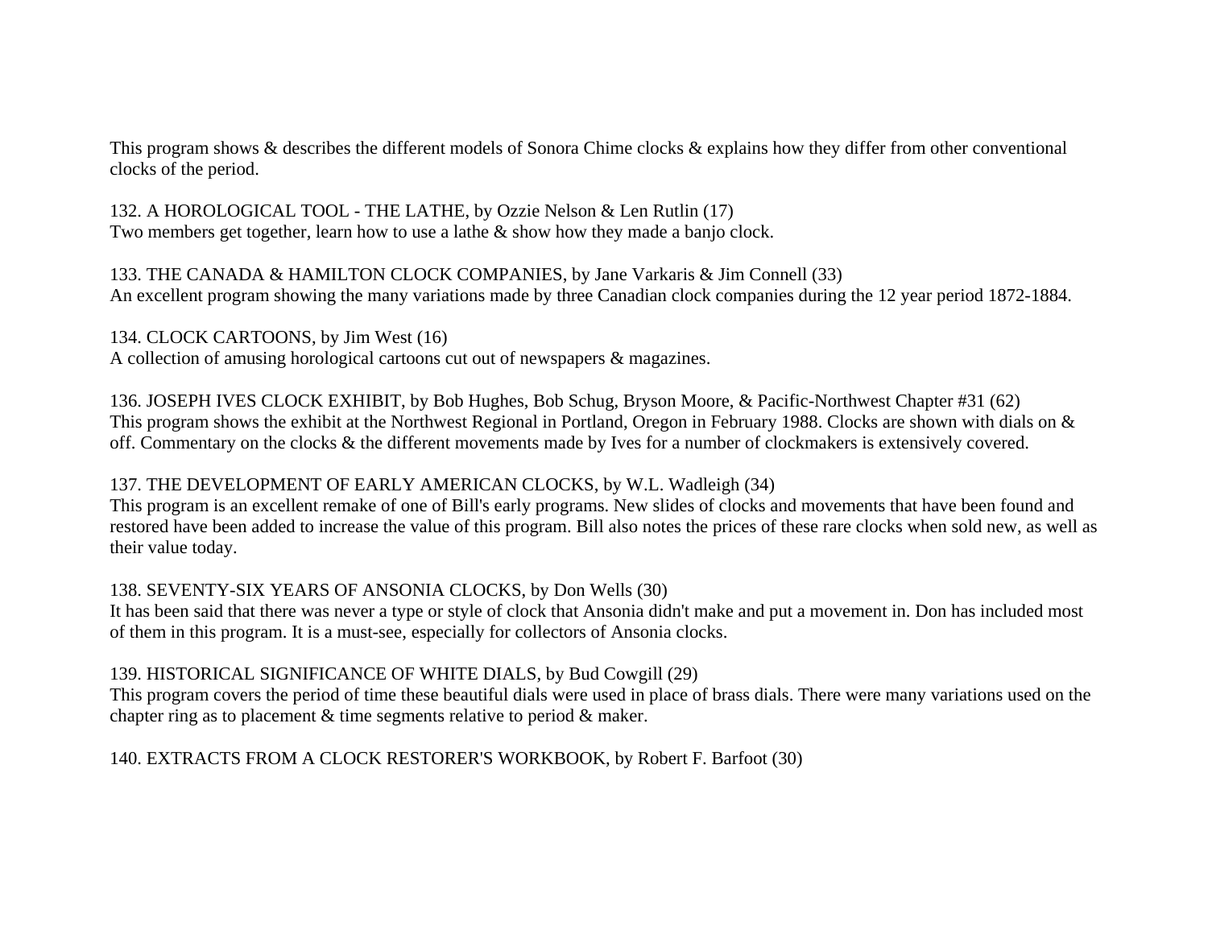This program shows & describes the different models of Sonora Chime clocks & explains how they differ from other conventional clocks of the period.

132. A HOROLOGICAL TOOL - THE LATHE, by Ozzie Nelson & Len Rutlin (17)
Two members get together, learn how to use a lathe & show how they made a banjo clock.

133. THE CANADA & HAMILTON CLOCK COMPANIES, by Jane Varkaris & Jim Connell (33)
An excellent program showing the many variations made by three Canadian clock companies during the 12 year period 1872-1884.

134. CLOCK CARTOONS, by Jim West (16)
A collection of amusing horological cartoons cut out of newspapers & magazines.

136. JOSEPH IVES CLOCK EXHIBIT, by Bob Hughes, Bob Schug, Bryson Moore, & Pacific-Northwest Chapter #31 (62)
This program shows the exhibit at the Northwest Regional in Portland, Oregon in February 1988. Clocks are shown with dials on & off. Commentary on the clocks & the different movements made by Ives for a number of clockmakers is extensively covered.

137. THE DEVELOPMENT OF EARLY AMERICAN CLOCKS, by W.L. Wadleigh (34)
This program is an excellent remake of one of Bill's early programs. New slides of clocks and movements that have been found and restored have been added to increase the value of this program. Bill also notes the prices of these rare clocks when sold new, as well as their value today.

138. SEVENTY-SIX YEARS OF ANSONIA CLOCKS, by Don Wells (30)
It has been said that there was never a type or style of clock that Ansonia didn't make and put a movement in. Don has included most of them in this program. It is a must-see, especially for collectors of Ansonia clocks.

139. HISTORICAL SIGNIFICANCE OF WHITE DIALS, by Bud Cowgill (29)
This program covers the period of time these beautiful dials were used in place of brass dials. There were many variations used on the chapter ring as to placement & time segments relative to period & maker.

140. EXTRACTS FROM A CLOCK RESTORER'S WORKBOOK, by Robert F. Barfoot (30)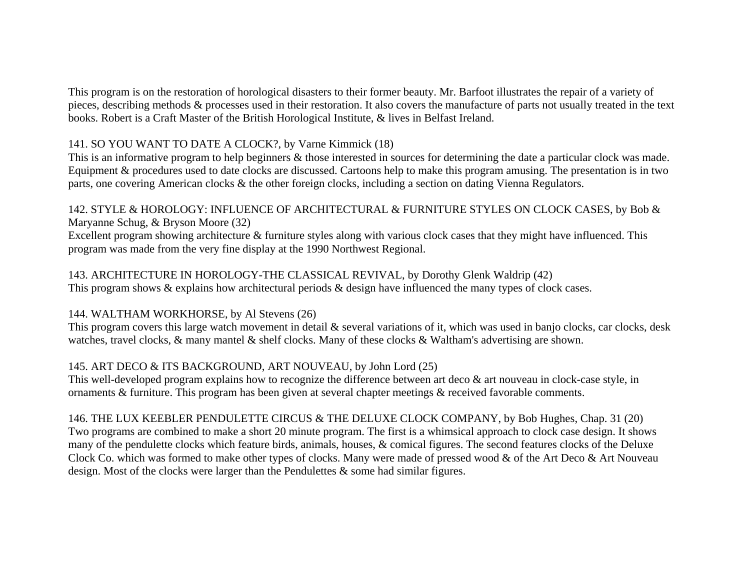This program is on the restoration of horological disasters to their former beauty. Mr. Barfoot illustrates the repair of a variety of pieces, describing methods & processes used in their restoration. It also covers the manufacture of parts not usually treated in the text books. Robert is a Craft Master of the British Horological Institute, & lives in Belfast Ireland.

141. SO YOU WANT TO DATE A CLOCK?, by Varne Kimmick (18)
This is an informative program to help beginners & those interested in sources for determining the date a particular clock was made. Equipment & procedures used to date clocks are discussed. Cartoons help to make this program amusing. The presentation is in two parts, one covering American clocks & the other foreign clocks, including a section on dating Vienna Regulators.

142. STYLE & HOROLOGY: INFLUENCE OF ARCHITECTURAL & FURNITURE STYLES ON CLOCK CASES, by Bob & Maryanne Schug, & Bryson Moore (32)
Excellent program showing architecture & furniture styles along with various clock cases that they might have influenced. This program was made from the very fine display at the 1990 Northwest Regional.

143. ARCHITECTURE IN HOROLOGY-THE CLASSICAL REVIVAL, by Dorothy Glenk Waldrip (42)
This program shows & explains how architectural periods & design have influenced the many types of clock cases.

144. WALTHAM WORKHORSE, by Al Stevens (26)
This program covers this large watch movement in detail & several variations of it, which was used in banjo clocks, car clocks, desk watches, travel clocks, & many mantel & shelf clocks. Many of these clocks & Waltham's advertising are shown.

145. ART DECO & ITS BACKGROUND, ART NOUVEAU, by John Lord (25)
This well-developed program explains how to recognize the difference between art deco & art nouveau in clock-case style, in ornaments & furniture. This program has been given at several chapter meetings & received favorable comments.

146. THE LUX KEEBLER PENDULETTE CIRCUS & THE DELUXE CLOCK COMPANY, by Bob Hughes, Chap. 31 (20)
Two programs are combined to make a short 20 minute program. The first is a whimsical approach to clock case design. It shows many of the pendulette clocks which feature birds, animals, houses, & comical figures. The second features clocks of the Deluxe Clock Co. which was formed to make other types of clocks. Many were made of pressed wood & of the Art Deco & Art Nouveau design. Most of the clocks were larger than the Pendulettes & some had similar figures.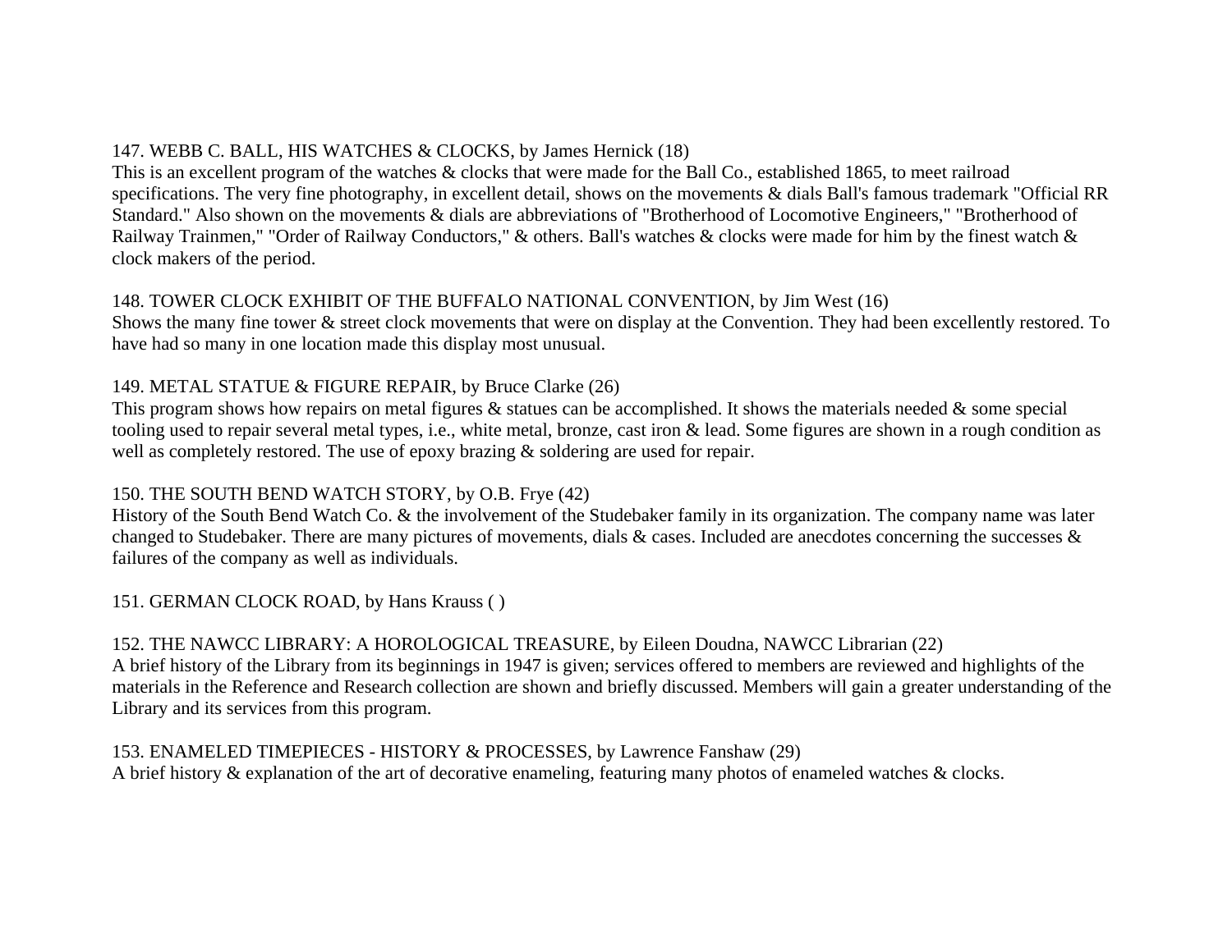147. WEBB C. BALL, HIS WATCHES & CLOCKS, by James Hernick (18)
This is an excellent program of the watches & clocks that were made for the Ball Co., established 1865, to meet railroad specifications. The very fine photography, in excellent detail, shows on the movements & dials Ball's famous trademark "Official RR Standard." Also shown on the movements & dials are abbreviations of "Brotherhood of Locomotive Engineers," "Brotherhood of Railway Trainmen," "Order of Railway Conductors," & others. Ball's watches & clocks were made for him by the finest watch & clock makers of the period.

148. TOWER CLOCK EXHIBIT OF THE BUFFALO NATIONAL CONVENTION, by Jim West (16)
Shows the many fine tower & street clock movements that were on display at the Convention. They had been excellently restored. To have had so many in one location made this display most unusual.

149. METAL STATUE & FIGURE REPAIR, by Bruce Clarke (26)
This program shows how repairs on metal figures & statues can be accomplished. It shows the materials needed & some special tooling used to repair several metal types, i.e., white metal, bronze, cast iron & lead. Some figures are shown in a rough condition as well as completely restored. The use of epoxy brazing & soldering are used for repair.

150. THE SOUTH BEND WATCH STORY, by O.B. Frye (42)
History of the South Bend Watch Co. & the involvement of the Studebaker family in its organization. The company name was later changed to Studebaker. There are many pictures of movements, dials & cases. Included are anecdotes concerning the successes & failures of the company as well as individuals.

151. GERMAN CLOCK ROAD, by Hans Krauss ( )

152. THE NAWCC LIBRARY: A HOROLOGICAL TREASURE, by Eileen Doudna, NAWCC Librarian (22)
A brief history of the Library from its beginnings in 1947 is given; services offered to members are reviewed and highlights of the materials in the Reference and Research collection are shown and briefly discussed. Members will gain a greater understanding of the Library and its services from this program.

153. ENAMELED TIMEPIECES - HISTORY & PROCESSES, by Lawrence Fanshaw (29)
A brief history & explanation of the art of decorative enameling, featuring many photos of enameled watches & clocks.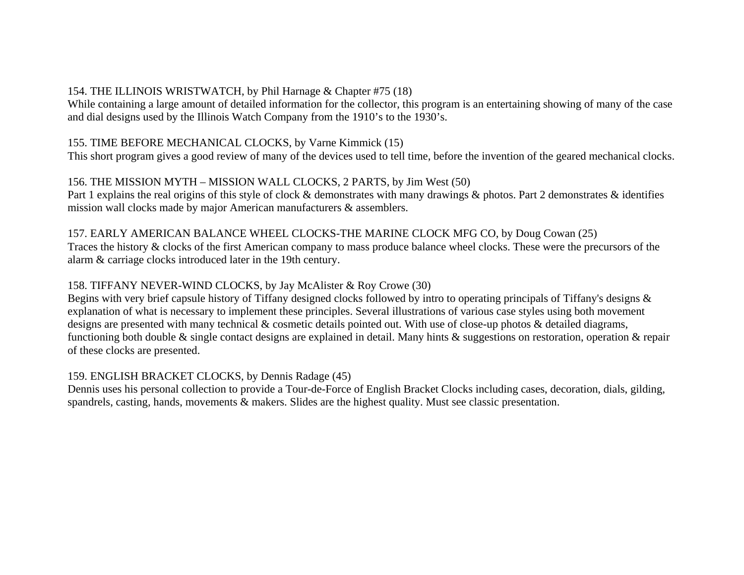154. THE ILLINOIS WRISTWATCH, by Phil Harnage & Chapter #75 (18)
While containing a large amount of detailed information for the collector, this program is an entertaining showing of many of the case and dial designs used by the Illinois Watch Company from the 1910's to the 1930's.

155. TIME BEFORE MECHANICAL CLOCKS, by Varne Kimmick (15)
This short program gives a good review of many of the devices used to tell time, before the invention of the geared mechanical clocks.

156. THE MISSION MYTH – MISSION WALL CLOCKS, 2 PARTS, by Jim West (50)
Part 1 explains the real origins of this style of clock & demonstrates with many drawings & photos. Part 2 demonstrates & identifies mission wall clocks made by major American manufacturers & assemblers.

157. EARLY AMERICAN BALANCE WHEEL CLOCKS-THE MARINE CLOCK MFG CO, by Doug Cowan (25)
Traces the history & clocks of the first American company to mass produce balance wheel clocks. These were the precursors of the alarm & carriage clocks introduced later in the 19th century.

158. TIFFANY NEVER-WIND CLOCKS, by Jay McAlister & Roy Crowe (30)
Begins with very brief capsule history of Tiffany designed clocks followed by intro to operating principals of Tiffany's designs & explanation of what is necessary to implement these principles. Several illustrations of various case styles using both movement designs are presented with many technical & cosmetic details pointed out. With use of close-up photos & detailed diagrams, functioning both double & single contact designs are explained in detail. Many hints & suggestions on restoration, operation & repair of these clocks are presented.

159. ENGLISH BRACKET CLOCKS, by Dennis Radage (45)
Dennis uses his personal collection to provide a Tour-de-Force of English Bracket Clocks including cases, decoration, dials, gilding, spandrels, casting, hands, movements & makers. Slides are the highest quality. Must see classic presentation.